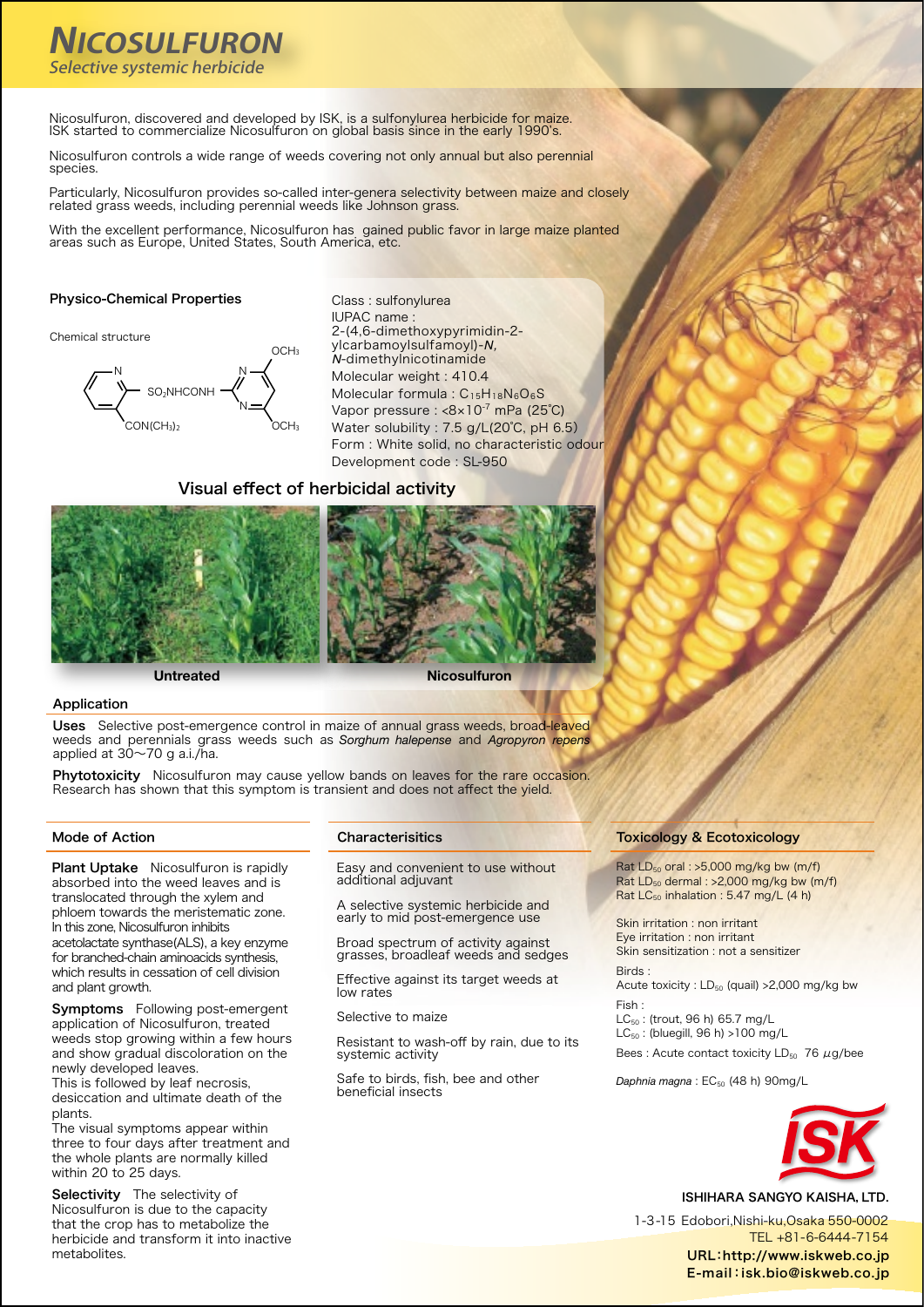# NICOSULFURON

*Selective systemic herbicide*

Nicosulfuron, discovered and developed by ISK, is a sulfonylurea herbicide for maize. ISK started to commercialize Nicosulfuron on global basis since in the early 1990's.

Nicosulfuron controls a wide range of weeds covering not only annual but also perennial species.

Particularly, Nicosulfuron provides so-called inter-genera selectivity between maize and closely related grass weeds, including perennial weeds like Johnson grass.

With the excellent performance, Nicosulfuron has gained public favor in large maize planted areas such as Europe, United States, South America, etc.

## Physico-Chemical Properties

Chemical structure

$SO_2NHCONH$, $CON(CH_3)_2$, $OCH_3$, $OCH_3$

Class : sulfonylurea
IUPAC name : 2-(4,6-dimethoxypyrimidin-2-ylcarbamoylsulfamoyl)-*N*, *N*-dimethylnicotinamide
Molecular weight : 410.4
Molecular formula : $C_{15}H_{18}N_6O_6S$
Vapor pressure : <$8\times10^{-7}$ mPa (25˚C)
Water solubility : 7.5 g/L(20˚C, pH 6.5)
Form : White solid, no characteristic odour
Development code : SL-950

## Visual effect of herbicidal activity

Untreated | Nicosulfuron

## Application

**Uses** Selective post-emergence control in maize of annual grass weeds, broad-leaved weeds and perennials grass weeds such as *Sorghum halepense* and *Agropyron repens* applied at 30~70 g a.i./ha.

**Phytotoxicity** Nicosulfuron may cause yellow bands on leaves for the rare occasion. Research has shown that this symptom is transient and does not affect the yield.

## Mode of Action

**Plant Uptake** Nicosulfuron is rapidly absorbed into the weed leaves and is translocated through the xylem and phloem towards the meristematic zone. In this zone, Nicosulfuron inhibits acetolactate synthase(ALS), a key enzyme for branched-chain aminoacids synthesis, which results in cessation of cell division and plant growth.

**Symptoms** Following post-emergent application of Nicosulfuron, treated weeds stop growing within a few hours and show gradual discoloration on the newly developed leaves.
This is followed by leaf necrosis, desiccation and ultimate death of the plants.
The visual symptoms appear within three to four days after treatment and the whole plants are normally killed within 20 to 25 days.

**Selectivity** The selectivity of Nicosulfuron is due to the capacity that the crop has to metabolize the herbicide and transform it into inactive metabolites.

## Characterisitics

Easy and convenient to use without additional adjuvant

A selective systemic herbicide and early to mid post-emergence use

Broad spectrum of activity against grasses, broadleaf weeds and sedges

Effective against its target weeds at low rates

Selective to maize

Resistant to wash-off by rain, due to its systemic activity

Safe to birds, fish, bee and other beneficial insects

## Toxicology & Ecotoxicology

Rat $LD_{50}$ oral : >5,000 mg/kg bw (m/f)
Rat $LD_{50}$ dermal : >2,000 mg/kg bw (m/f)
Rat $LC_{50}$ inhalation : 5.47 mg/L (4 h)

Skin irritation : non irritant
Eye irritation : non irritant
Skin sensitization : not a sensitizer

Birds :
Acute toxicity : $LD_{50}$ (quail) >2,000 mg/kg bw

Fish :
$LC_{50}$ : (trout, 96 h) 65.7 mg/L
$LC_{50}$ : (bluegill, 96 h) >100 mg/L

Bees : Acute contact toxicity $LD_{50}$ 76 $\mu$g/bee

*Daphnia magna* : $EC_{50}$ (48 h) 90mg/L

ISK

**ISHIHARA SANGYO KAISHA, LTD.**

1-3-15 Edobori,Nishi-ku,Osaka 550-0002
TEL +81-6-6444-7154
**URL：http://www.iskweb.co.jp**
**E-mail：isk.bio@iskweb.co.jp**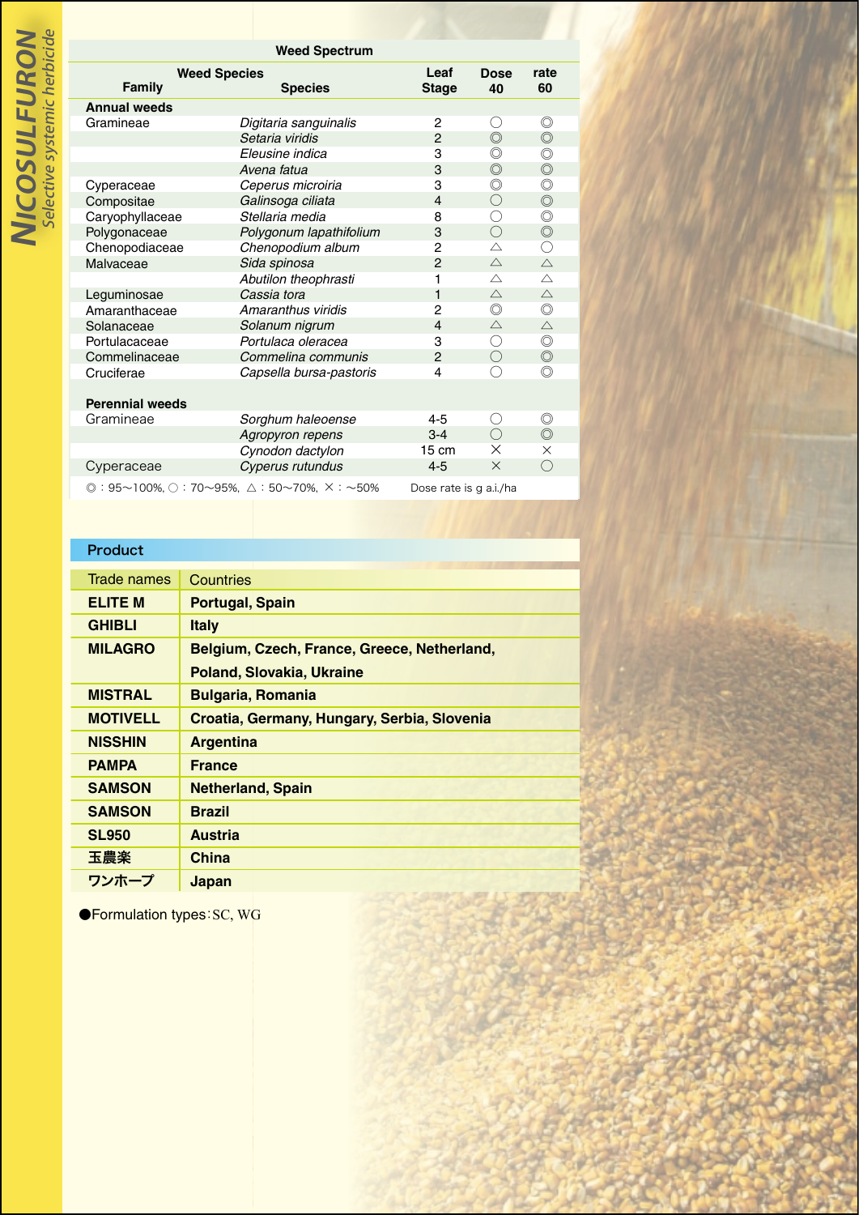# Nicosulfuron

*Selective systemic herbicide*

## Weed Spectrum

| Family | Species | Leaf Stage | Dose rate 40 | Dose rate 60 |
|---|---|---|---|---|
| **Annual weeds** | | | | |
| Gramineae | *Digitaria sanguinalis* | 2 | ○ | ◎ |
| | *Setaria viridis* | 2 | ◎ | ◎ |
| | *Eleusine indica* | 3 | ◎ | ◎ |
| | *Avena fatua* | 3 | ◎ | ◎ |
| Cyperaceae | *Ceperus microiria* | 3 | ◎ | ◎ |
| Compositae | *Galinsoga ciliata* | 4 | ○ | ◎ |
| Caryophyllaceae | *Stellaria media* | 8 | ○ | ◎ |
| Polygonaceae | *Polygonum lapathifolium* | 3 | ○ | ◎ |
| Chenopodiaceae | *Chenopodium album* | 2 | △ | ○ |
| Malvaceae | *Sida spinosa* | 2 | △ | △ |
| | *Abutilon theophrasti* | 1 | △ | △ |
| Leguminosae | *Cassia tora* | 1 | △ | △ |
| Amaranthaceae | *Amaranthus viridis* | 2 | ◎ | ◎ |
| Solanaceae | *Solanum nigrum* | 4 | △ | △ |
| Portulacaceae | *Portulaca oleracea* | 3 | ○ | ◎ |
| Commelinaceae | *Commelina communis* | 2 | ○ | ◎ |
| Cruciferae | *Capsella bursa-pastoris* | 4 | ○ | ◎ |
| **Perennial weeds** | | | | |
| Gramineae | *Sorghum haleoense* | 4-5 | ○ | ◎ |
| | *Agropyron repens* | 3-4 | ○ | ◎ |
| | *Cynodon dactylon* | 15 cm | × | × |
| Cyperaceae | *Cyperus rutundus* | 4-5 | × | ○ |

◎ : 95～100%, ○ : 70～95%, △ : 50～70%, × : ～50%    Dose rate is g a.i./ha

## Product

| Trade names | Countries |
|---|---|
| **ELITE M** | **Portugal, Spain** |
| **GHIBLI** | **Italy** |
| **MILAGRO** | **Belgium, Czech, France, Greece, Netherland, Poland, Slovakia, Ukraine** |
| **MISTRAL** | **Bulgaria, Romania** |
| **MOTIVELL** | **Croatia, Germany, Hungary, Serbia, Slovenia** |
| **NISSHIN** | **Argentina** |
| **PAMPA** | **France** |
| **SAMSON** | **Netherland, Spain** |
| **SAMSON** | **Brazil** |
| **SL950** | **Austria** |
| **玉農楽** | **China** |
| **ワンホープ** | **Japan** |

●Formulation types：SC, WG